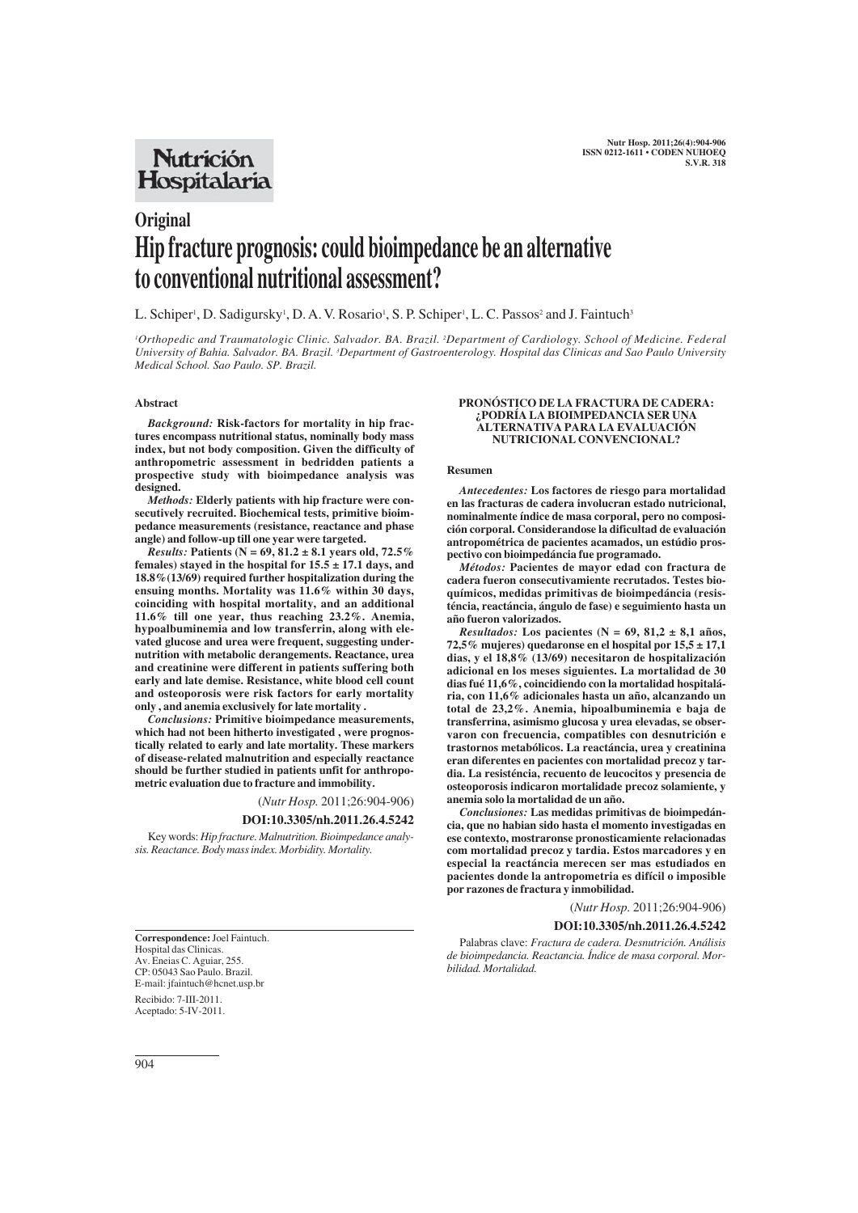# Original

# Hip fracture prognosis: could bioimpedance be an alternative to conventional nutritional assessment?

L. Schiper[1], D. Sadigursky[1], D. A. V. Rosario[1], S. P. Schiper[1], L. C. Passos[2] and J. Faintuch[3]

[1]*Orthopedic and Traumatologic Clinic. Salvador. BA. Brazil.* [2]*Department of Cardiology. School of Medicine. Federal University of Bahia. Salvador. BA. Brazil.* [3]*Department of Gastroenterology. Hospital das Clinicas and Sao Paulo University Medical School. Sao Paulo. SP. Brazil.*

## Abstract

***Background:*** **Risk-factors for mortality in hip fractures encompass nutritional status, nominally body mass index, but not body composition. Given the difficulty of anthropometric assessment in bedridden patients a prospective study with bioimpedance analysis was designed.**

***Methods:*** **Elderly patients with hip fracture were consecutively recruited. Biochemical tests, primitive bioimpedance measurements (resistance, reactance and phase angle) and follow-up till one year were targeted.**

***Results:*** **Patients (N = 69, 81.2 ± 8.1 years old, 72.5% females) stayed in the hospital for 15.5 ± 17.1 days, and 18.8%(13/69) required further hospitalization during the ensuing months. Mortality was 11.6% within 30 days, coinciding with hospital mortality, and an additional 11.6% till one year, thus reaching 23.2%. Anemia, hypoalbuminemia and low transferrin, along with elevated glucose and urea were frequent, suggesting undernutrition with metabolic derangements. Reactance, urea and creatinine were different in patients suffering both early and late demise. Resistance, white blood cell count and osteoporosis were risk factors for early mortality only , and anemia exclusively for late mortality .**

***Conclusions:*** **Primitive bioimpedance measurements, which had not been hitherto investigated , were prognostically related to early and late mortality. These markers of disease-related malnutrition and especially reactance should be further studied in patients unfit for anthropometric evaluation due to fracture and immobility.**

(*Nutr Hosp.* 2011;26:904-906)

**DOI:10.3305/nh.2011.26.4.5242**

Key words: *Hip fracture. Malnutrition. Bioimpedance analysis. Reactance. Body mass index. Morbidity. Mortality.*

**PRONÓSTICO DE LA FRACTURA DE CADERA: ¿PODRÍA LA BIOIMPEDANCIA SER UNA ALTERNATIVA PARA LA EVALUACIÓN NUTRICIONAL CONVENCIONAL?**

## Resumen

***Antecedentes:*** **Los factores de riesgo para mortalidad en las fracturas de cadera involucran estado nutricional, nominalmente índice de masa corporal, pero no composición corporal. Considerandose la dificultad de evaluación antropométrica de pacientes acamados, un estúdio prospectivo con bioimpedáncia fue programado.**

***Métodos:*** **Pacientes de mayor edad con fractura de cadera fueron consecutivamente recrutados. Testes bioquímicos, medidas primitivas de bioimpedáncia (resisténcia, reactáncia, ángulo de fase) e seguimiento hasta un año fueron valorizados.**

***Resultados:*** **Los pacientes (N = 69, 81,2 ± 8,1 años, 72,5% mujeres) quedaronse en el hospital por 15,5 ± 17,1 dias, y el 18,8% (13/69) necesitaron de hospitalización adicional en los meses siguientes. La mortalidad de 30 dias fué 11,6%, coincidiendo con la mortalidad hospitaláría, con 11,6% adicionales hasta un año, alcanzando un total de 23,2%. Anemia, hipoalbuminemia e baja de transferrina, asimismo glucosa y urea elevadas, se observaron con frecuencia, compatibles con desnutrición e trastornos metabólicos. La reactáncia, urea y creatinina eran diferentes en pacientes con mortalidad precoz y tardia. La resisténcia, recuento de leucocitos y presencia de osteoporosis indicaron mortalidade precoz solamiente, y anemia solo la mortalidad de un año.**

***Conclusiones:*** **Las medidas primitivas de bioimpedáncia, que no habian sido hasta el momento investigadas en ese contexto, mostraronse pronosticamiente relacionadas com mortalidad precoz y tardia. Estos marcadores y en especial la reactáncia merecen ser mas estudiados en pacientes donde la antropometria es difícil o imposible por razones de fractura y inmobilidad.**

(*Nutr Hosp.* 2011;26:904-906)

**DOI:10.3305/nh.2011.26.4.5242**

Palabras clave: *Fractura de cadera. Desnutrición. Análisis de bioimpedancia. Reactancia. Índice de masa corporal. Morbilidad. Mortalidad.*

**Correspondence:** Joel Faintuch.
Hospital das Clinicas.
Av. Eneias C. Aguiar, 255.
CP: 05043 Sao Paulo. Brazil.
E-mail: jfaintuch@hcnet.usp.br

Recibido: 7-III-2011.
Aceptado: 5-IV-2011.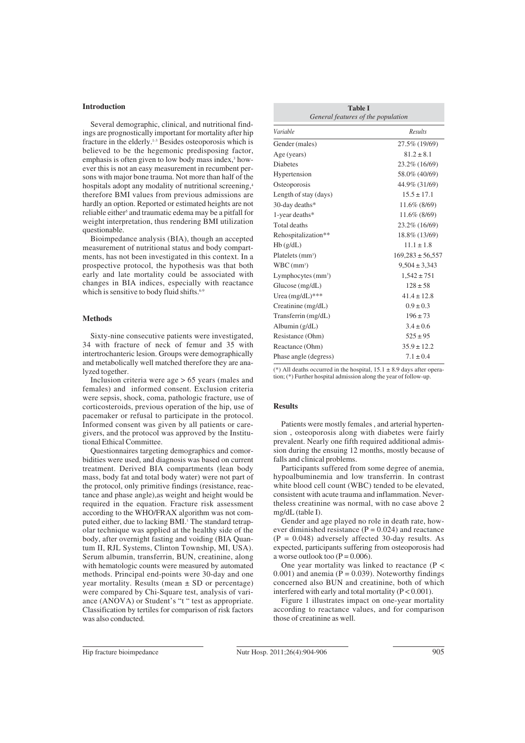## Introduction

Several demographic, clinical, and nutritional findings are prognostically important for mortality after hip fracture in the elderly.[1-3] Besides osteoporosis which is believed to be the hegemonic predisposing factor, emphasis is often given to low body mass index,[3] however this is not an easy measurement in recumbent persons with major bone trauma. Not more than half of the hospitals adopt any modality of nutritional screening,[4] therefore BMI values from previous admissions are hardly an option. Reported or estimated heights are not reliable either[5] and traumatic edema may be a pitfall for weight interpretation, thus rendering BMI utilization questionable.

Bioimpedance analysis (BIA), though an accepted measurement of nutritional status and body compartments, has not been investigated in this context. In a prospective protocol, the hypothesis was that both early and late mortality could be associated with changes in BIA indices, especially with reactance which is sensitive to body fluid shifts.[6-9]

## Methods

Sixty-nine consecutive patients were investigated, 34 with fracture of neck of femur and 35 with intertrochanteric lesion. Groups were demographically and metabolically well matched therefore they are analyzed together.

Inclusion criteria were age > 65 years (males and females) and informed consent. Exclusion criteria were sepsis, shock, coma, pathologic fracture, use of corticosteroids, previous operation of the hip, use of pacemaker or refusal to participate in the protocol. Informed consent was given by all patients or caregivers, and the protocol was approved by the Institutional Ethical Committee.

Questionnaires targeting demographics and comorbidities were used, and diagnosis was based on current treatment. Derived BIA compartments (lean body mass, body fat and total body water) were not part of the protocol, only primitive findings (resistance, reactance and phase angle),as weight and height would be required in the equation. Fracture risk assessment according to the WHO/FRAX algorithm was not computed either, due to lacking BMI.[1] The standard tetrapolar technique was applied at the healthy side of the body, after overnight fasting and voiding (BIA Quantum II, RJL Systems, Clinton Township, MI, USA). Serum albumin, transferrin, BUN, creatinine, along with hematologic counts were measured by automated methods. Principal end-points were 30-day and one year mortality. Results (mean ± SD or percentage) were compared by Chi-Square test, analysis of variance (ANOVA) or Student's "t " test as appropriate. Classification by tertiles for comparison of risk factors was also conducted.

**Table I**
*General features of the population*

| *Variable* | *Results* |
|---|---|
| Gender (males) | 27.5% (19/69) |
| Age (years) | 81.2 ± 8.1 |
| Diabetes | 23.2% (16/69) |
| Hypertension | 58.0% (40/69) |
| Osteoporosis | 44.9% (31/69) |
| Length of stay (days) | 15.5 ± 17.1 |
| 30-day deaths* | 11.6% (8/69) |
| 1-year deaths* | 11.6% (8/69) |
| Total deaths | 23.2% (16/69) |
| Rehospitalization** | 18.8% (13/69) |
| Hb (g/dL) | 11.1 ± 1.8 |
| Platelets ($mm^3$) | 169,283 ± 56,557 |
| WBC ($mm^3$) | 9,504 ± 3,343 |
| Lymphocytes ($mm^3$) | 1,542 ± 751 |
| Glucose (mg/dL) | 128 ± 58 |
| Urea (mg/dL)*** | 41.4 ± 12.8 |
| Creatinine (mg/dL) | 0.9 ± 0.3 |
| Transferrin (mg/dL) | 196 ± 73 |
| Albumin (g/dL) | 3.4 ± 0.6 |
| Resistance (Ohm) | 525 ± 95 |
| Reactance (Ohm) | 35.9 ± 12.2 |
| Phase angle (degress) | 7.1 ± 0.4 |

(*) All deaths occurred in the hospital, 15.1 ± 8.9 days after operation; (*) Further hospital admission along the year of follow-up.

## Results

Patients were mostly females , and arterial hypertension , osteoporosis along with diabetes were fairly prevalent. Nearly one fifth required additional admission during the ensuing 12 months, mostly because of falls and clinical problems.

Participants suffered from some degree of anemia, hypoalbuminemia and low transferrin. In contrast white blood cell count (WBC) tended to be elevated, consistent with acute trauma and inflammation. Nevertheless creatinine was normal, with no case above 2 mg/dL (table I).

Gender and age played no role in death rate, however diminished resistance ($P = 0.024$) and reactance ($P = 0.048$) adversely affected 30-day results. As expected, participants suffering from osteoporosis had a worse outlook too ($P = 0.006$).

One year mortality was linked to reactance ($P < 0.001$) and anemia ($P = 0.039$). Noteworthy findings concerned also BUN and creatinine, both of which interfered with early and total mortality ($P < 0.001$).

Figure 1 illustrates impact on one-year mortality according to reactance values, and for comparison those of creatinine as well.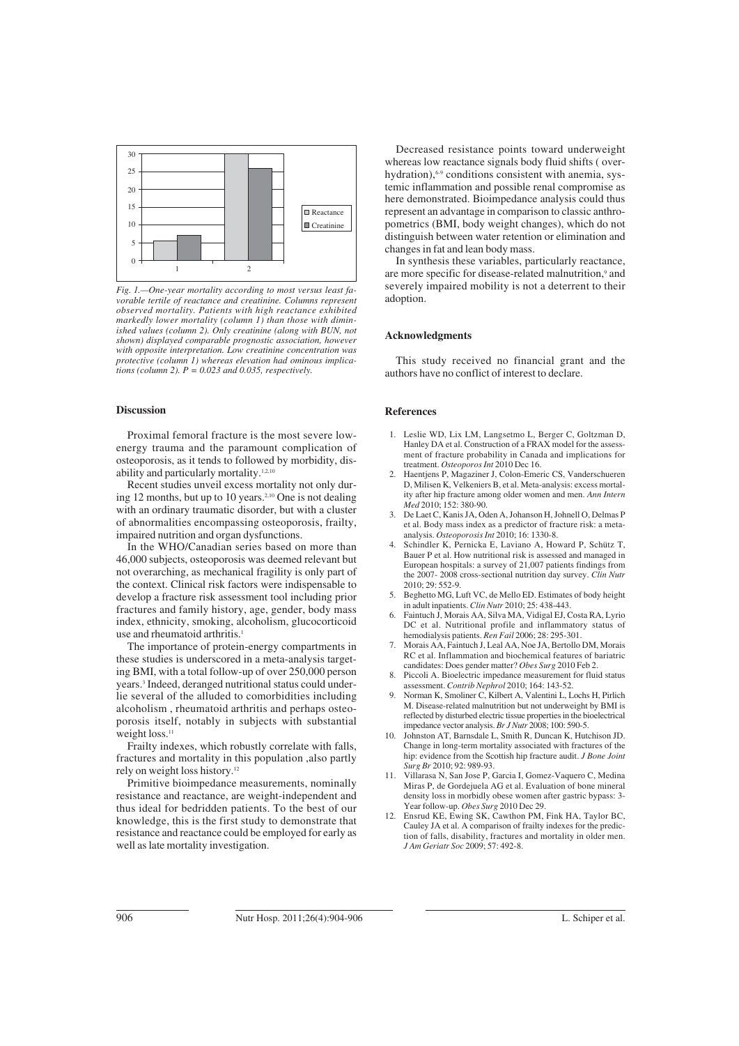30
25
20
15
10
5
0
1
2
Reactance
Creatinine

*Fig. 1.—One-year mortality according to most versus least favorable tertile of reactance and creatinine. Columns represent observed mortality. Patients with high reactance exhibited markedly lower mortality (column 1) than those with diminished values (column 2). Only creatinine (along with BUN, not shown) displayed comparable prognostic association, however with opposite interpretation. Low creatinine concentration was protective (column 1) whereas elevation had ominous implications (column 2). P = 0.023 and 0.035, respectively.*

## Discussion

Proximal femoral fracture is the most severe low-energy trauma and the paramount complication of osteoporosis, as it tends to followed by morbidity, disability and particularly mortality.[1,2,10]

Recent studies unveil excess mortality not only during 12 months, but up to 10 years.[2,10] One is not dealing with an ordinary traumatic disorder, but with a cluster of abnormalities encompassing osteoporosis, frailty, impaired nutrition and organ dysfunctions.

In the WHO/Canadian series based on more than 46,000 subjects, osteoporosis was deemed relevant but not overarching, as mechanical fragility is only part of the context. Clinical risk factors were indispensable to develop a fracture risk assessment tool including prior fractures and family history, age, gender, body mass index, ethnicity, smoking, alcoholism, glucocorticoid use and rheumatoid arthritis.[1]

The importance of protein-energy compartments in these studies is underscored in a meta-analysis targeting BMI, with a total follow-up of over 250,000 person years.[3] Indeed, deranged nutritional status could underlie several of the alluded to comorbidities including alcoholism , rheumatoid arthritis and perhaps osteoporosis itself, notably in subjects with substantial weight loss.[11]

Frailty indexes, which robustly correlate with falls, fractures and mortality in this population ,also partly rely on weight loss history.[12]

Primitive bioimpedance measurements, nominally resistance and reactance, are weight-independent and thus ideal for bedridden patients. To the best of our knowledge, this is the first study to demonstrate that resistance and reactance could be employed for early as well as late mortality investigation.

Decreased resistance points toward underweight whereas low reactance signals body fluid shifts ( overhydration),[6-9] conditions consistent with anemia, systemic inflammation and possible renal compromise as here demonstrated. Bioimpedance analysis could thus represent an advantage in comparison to classic anthropometrics (BMI, body weight changes), which do not distinguish between water retention or elimination and changes in fat and lean body mass.

In synthesis these variables, particularly reactance, are more specific for disease-related malnutrition,[9] and severely impaired mobility is not a deterrent to their adoption.

## Acknowledgments

This study received no financial grant and the authors have no conflict of interest to declare.

## References

1. Leslie WD, Lix LM, Langsetmo L, Berger C, Goltzman D, Hanley DA et al. Construction of a FRAX model for the assessment of fracture probability in Canada and implications for treatment. *Osteoporos Int* 2010 Dec 16.
2. Haentjens P, Magaziner J, Colon-Emeric CS, Vanderschueren D, Milisen K, Velkeniers B, et al. Meta-analysis: excess mortality after hip fracture among older women and men. *Ann Intern Med* 2010; 152: 380-90.
3. De Laet C, Kanis JA, Oden A, Johanson H, Johnell O, Delmas P et al. Body mass index as a predictor of fracture risk: a meta-analysis. *Osteoporosis Int* 2010; 16: 1330-8.
4. Schindler K, Pernicka E, Laviano A, Howard P, Schütz T, Bauer P et al. How nutritional risk is assessed and managed in European hospitals: a survey of 21,007 patients findings from the 2007- 2008 cross-sectional nutrition day survey. *Clin Nutr* 2010; 29: 552-9.
5. Beghetto MG, Luft VC, de Mello ED. Estimates of body height in adult inpatients. *Clin Nutr* 2010; 25: 438-443.
6. Faintuch J, Morais AA, Silva MA, Vidigal EJ, Costa RA, Lyrio DC et al. Nutritional profile and inflammatory status of hemodialysis patients. *Ren Fail* 2006; 28: 295-301.
7. Morais AA, Faintuch J, Leal AA, Noe JA, Bertollo DM, Morais RC et al. Inflammation and biochemical features of bariatric candidates: Does gender matter? *Obes Surg* 2010 Feb 2.
8. Piccoli A. Bioelectric impedance measurement for fluid status assessment. *Contrib Nephrol* 2010; 164: 143-52.
9. Norman K, Smoliner C, Kilbert A, Valentini L, Lochs H, Pirlich M. Disease-related malnutrition but not underweight by BMI is reflected by disturbed electric tissue properties in the bioelectrical impedance vector analysis. *Br J Nutr* 2008; 100: 590-5.
10. Johnston AT, Barnsdale L, Smith R, Duncan K, Hutchison JD. Change in long-term mortality associated with fractures of the hip: evidence from the Scottish hip fracture audit. *J Bone Joint Surg Br* 2010; 92: 989-93.
11. Villarasa N, San Jose P, Garcia I, Gomez-Vaquero C, Medina Miras P, de Gordejuela AG et al. Evaluation of bone mineral density loss in morbidly obese women after gastric bypass: 3-Year follow-up. *Obes Surg* 2010 Dec 29.
12. Ensrud KE, Ewing SK, Cawthon PM, Fink HA, Taylor BC, Cauley JA et al. A comparison of frailty indexes for the prediction of falls, disability, fractures and mortality in older men. *J Am Geriatr Soc* 2009; 57: 492-8.